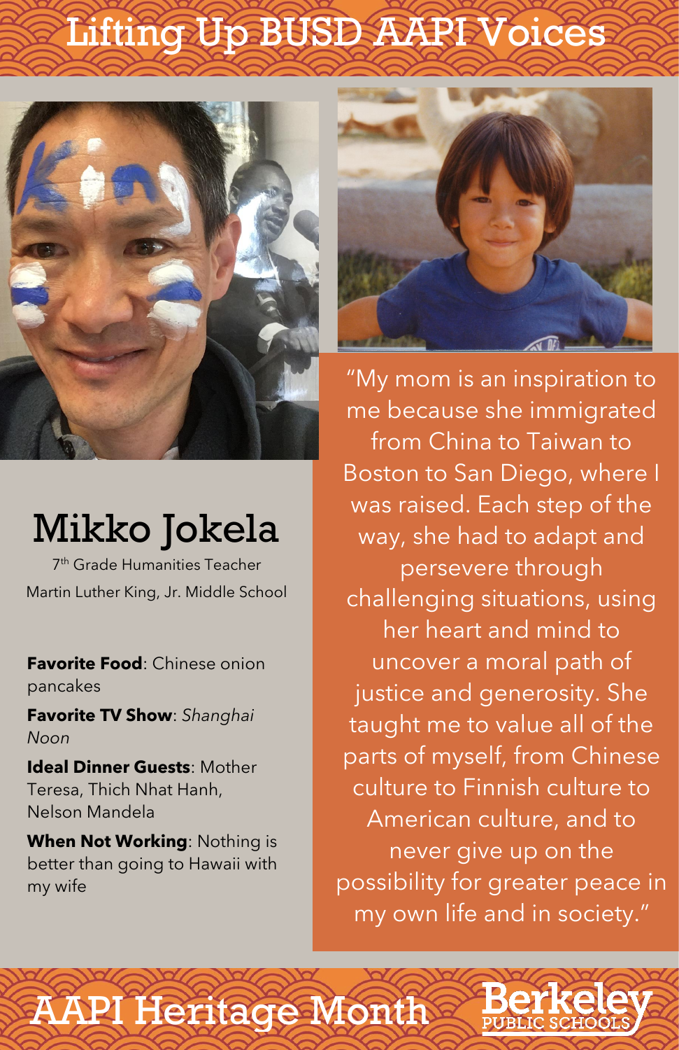# Lifting Up BUSD AAPI Voices

## Mikko Jokela

7th Grade Humanities Teacher

Martin Luther King, Jr. Middle School

**Favorite Food**: Chinese onion pancakes

**Favorite TV Show**: *Shanghai Noon*

**Ideal Dinner Guests**: Mother Teresa, Thich Nhat Hanh, Nelson Mandela

**When Not Working**: Nothing is better than going to Hawaii with my wife

"My mom is an inspiration to me because she immigrated from China to Taiwan to Boston to San Diego, where I was raised. Each step of the way, she had to adapt and persevere through challenging situations, using her heart and mind to uncover a moral path of justice and generosity. She taught me to value all of the parts of myself, from Chinese culture to Finnish culture to American culture, and to never give up on the possibility for greater peace in my own life and in society."

AAPI Heritage Month

Berkeley Public Schools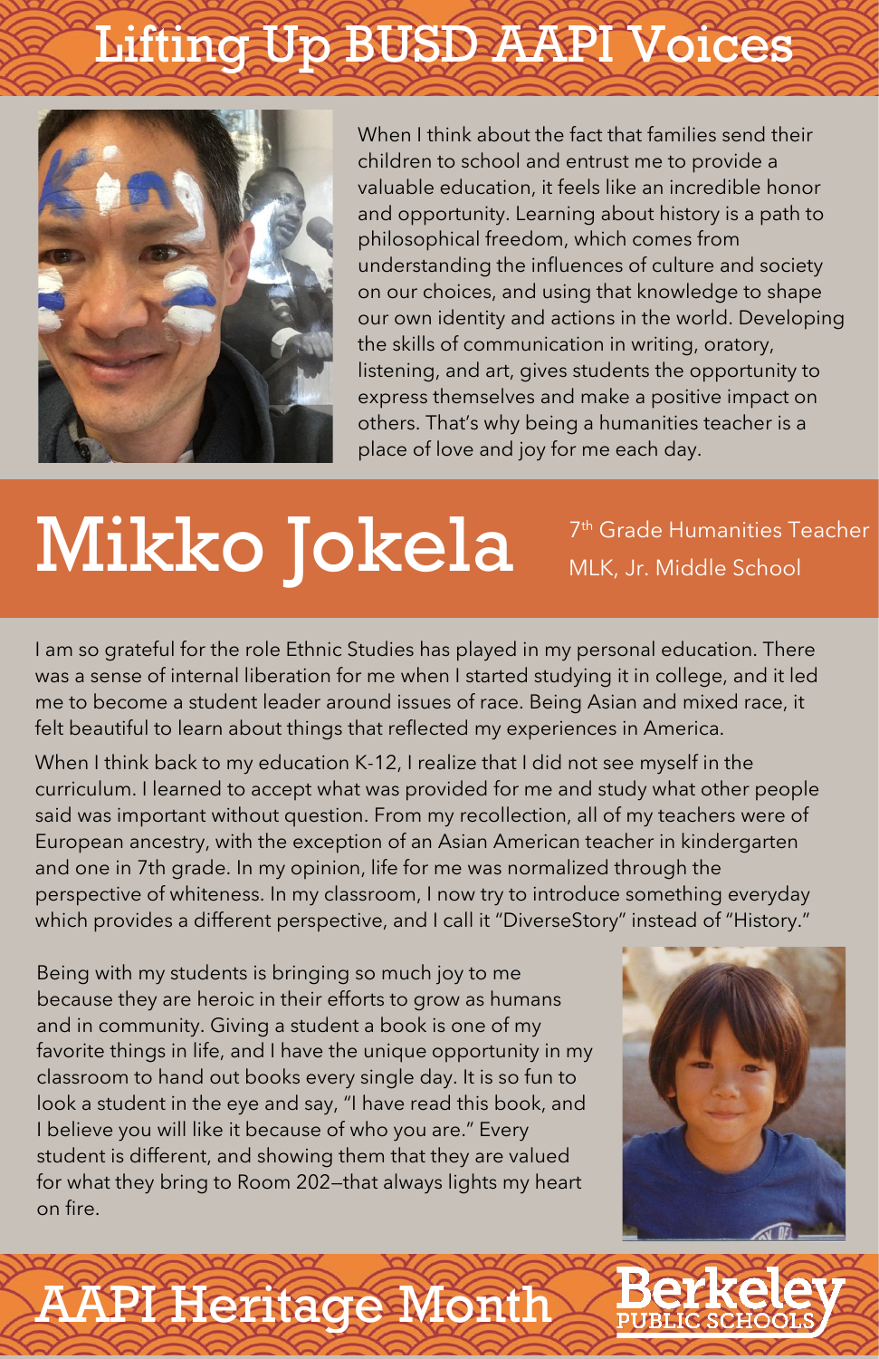# Lifting Up BUSD AAPI Voices

When I think about the fact that families send their children to school and entrust me to provide a valuable education, it feels like an incredible honor and opportunity. Learning about history is a path to philosophical freedom, which comes from understanding the influences of culture and society on our choices, and using that knowledge to shape our own identity and actions in the world. Developing the skills of communication in writing, oratory, listening, and art, gives students the opportunity to express themselves and make a positive impact on others. That's why being a humanities teacher is a place of love and joy for me each day.

## Mikko Jokela

7th Grade Humanities Teacher
MLK, Jr. Middle School

I am so grateful for the role Ethnic Studies has played in my personal education. There was a sense of internal liberation for me when I started studying it in college, and it led me to become a student leader around issues of race. Being Asian and mixed race, it felt beautiful to learn about things that reflected my experiences in America.

When I think back to my education K-12, I realize that I did not see myself in the curriculum. I learned to accept what was provided for me and study what other people said was important without question. From my recollection, all of my teachers were of European ancestry, with the exception of an Asian American teacher in kindergarten and one in 7th grade. In my opinion, life for me was normalized through the perspective of whiteness. In my classroom, I now try to introduce something everyday which provides a different perspective, and I call it "DiverseStory" instead of "History."

Being with my students is bringing so much joy to me because they are heroic in their efforts to grow as humans and in community. Giving a student a book is one of my favorite things in life, and I have the unique opportunity in my classroom to hand out books every single day. It is so fun to look a student in the eye and say, "I have read this book, and I believe you will like it because of who you are." Every student is different, and showing them that they are valued for what they bring to Room 202—that always lights my heart on fire.

AAPI Heritage Month

Berkeley PUBLIC SCHOOLS